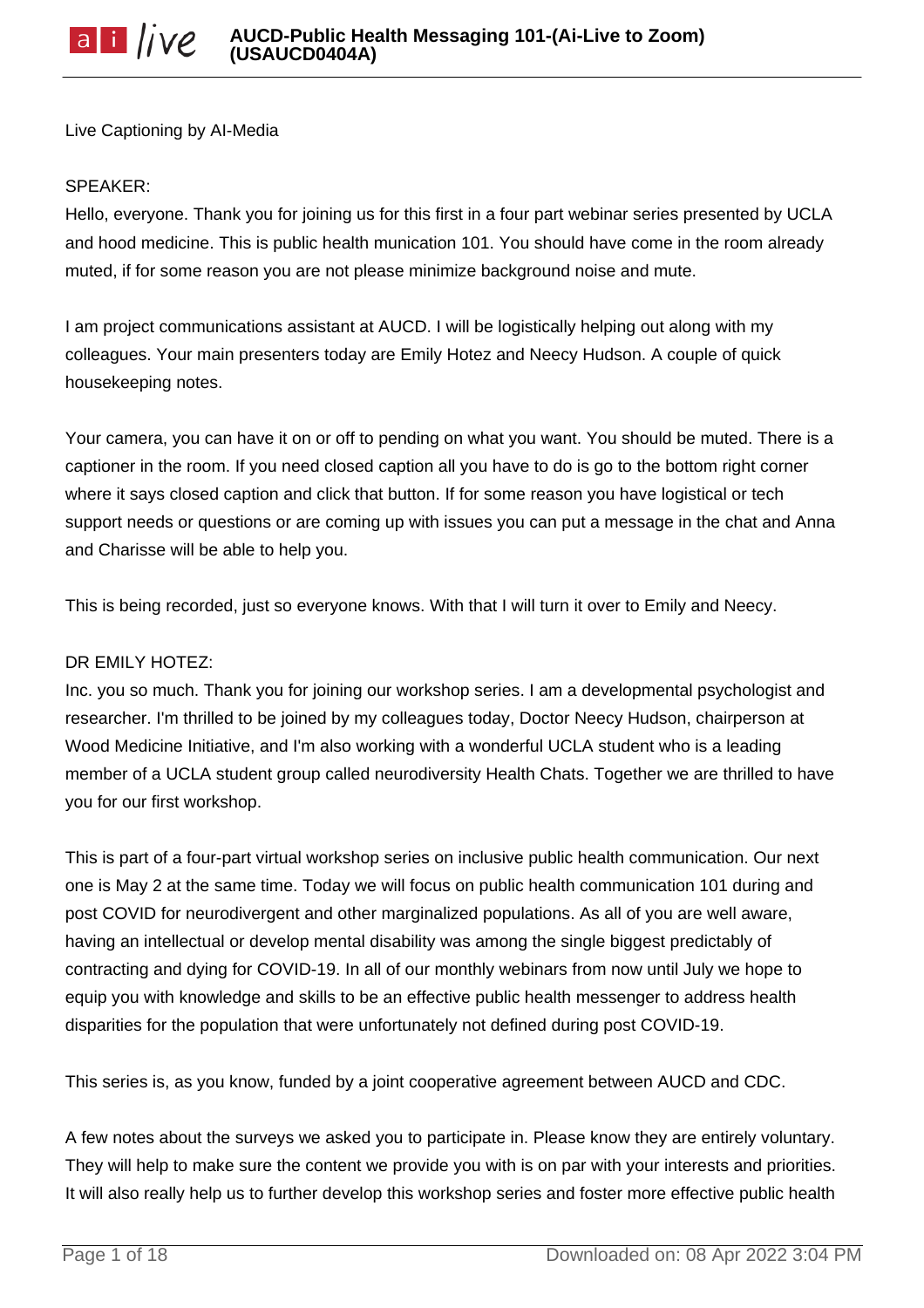Live Captioning by AI-Media

SPEAKER:
Hello, everyone. Thank you for joining us for this first in a four part webinar series presented by UCLA and hood medicine. This is public health munication 101. You should have come in the room already muted, if for some reason you are not please minimize background noise and mute.

I am project communications assistant at AUCD. I will be logistically helping out along with my colleagues. Your main presenters today are Emily Hotez and Neecy Hudson. A couple of quick housekeeping notes.

Your camera, you can have it on or off to pending on what you want. You should be muted. There is a captioner in the room. If you need closed caption all you have to do is go to the bottom right corner where it says closed caption and click that button. If for some reason you have logistical or tech support needs or questions or are coming up with issues you can put a message in the chat and Anna and Charisse will be able to help you.

This is being recorded, just so everyone knows. With that I will turn it over to Emily and Neecy.

DR EMILY HOTEZ:
Inc. you so much. Thank you for joining our workshop series. I am a developmental psychologist and researcher. I'm thrilled to be joined by my colleagues today, Doctor Neecy Hudson, chairperson at Wood Medicine Initiative, and I'm also working with a wonderful UCLA student who is a leading member of a UCLA student group called neurodiversity Health Chats. Together we are thrilled to have you for our first workshop.

This is part of a four-part virtual workshop series on inclusive public health communication. Our next one is May 2 at the same time. Today we will focus on public health communication 101 during and post COVID for neurodivergent and other marginalized populations. As all of you are well aware, having an intellectual or develop mental disability was among the single biggest predictably of contracting and dying for COVID-19. In all of our monthly webinars from now until July we hope to equip you with knowledge and skills to be an effective public health messenger to address health disparities for the population that were unfortunately not defined during post COVID-19.

This series is, as you know, funded by a joint cooperative agreement between AUCD and CDC.

A few notes about the surveys we asked you to participate in. Please know they are entirely voluntary. They will help to make sure the content we provide you with is on par with your interests and priorities. It will also really help us to further develop this workshop series and foster more effective public health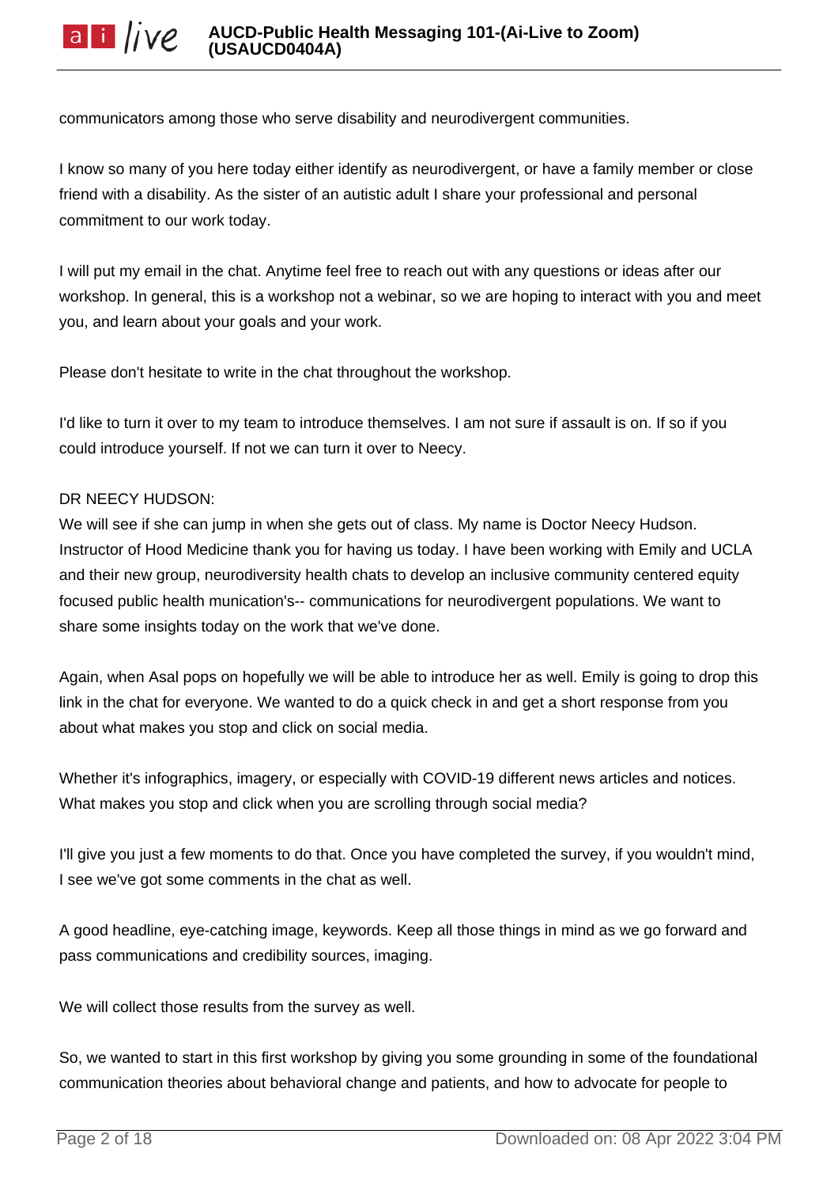communicators among those who serve disability and neurodivergent communities.

I know so many of you here today either identify as neurodivergent, or have a family member or close friend with a disability. As the sister of an autistic adult I share your professional and personal commitment to our work today.

I will put my email in the chat. Anytime feel free to reach out with any questions or ideas after our workshop. In general, this is a workshop not a webinar, so we are hoping to interact with you and meet you, and learn about your goals and your work.

Please don't hesitate to write in the chat throughout the workshop.

I'd like to turn it over to my team to introduce themselves. I am not sure if assault is on. If so if you could introduce yourself. If not we can turn it over to Neecy.

DR NEECY HUDSON:
We will see if she can jump in when she gets out of class. My name is Doctor Neecy Hudson. Instructor of Hood Medicine thank you for having us today. I have been working with Emily and UCLA and their new group, neurodiversity health chats to develop an inclusive community centered equity focused public health munication's-- communications for neurodivergent populations. We want to share some insights today on the work that we've done.

Again, when Asal pops on hopefully we will be able to introduce her as well. Emily is going to drop this link in the chat for everyone. We wanted to do a quick check in and get a short response from you about what makes you stop and click on social media.

Whether it's infographics, imagery, or especially with COVID-19 different news articles and notices. What makes you stop and click when you are scrolling through social media?

I'll give you just a few moments to do that. Once you have completed the survey, if you wouldn't mind, I see we've got some comments in the chat as well.

A good headline, eye-catching image, keywords. Keep all those things in mind as we go forward and pass communications and credibility sources, imaging.

We will collect those results from the survey as well.

So, we wanted to start in this first workshop by giving you some grounding in some of the foundational communication theories about behavioral change and patients, and how to advocate for people to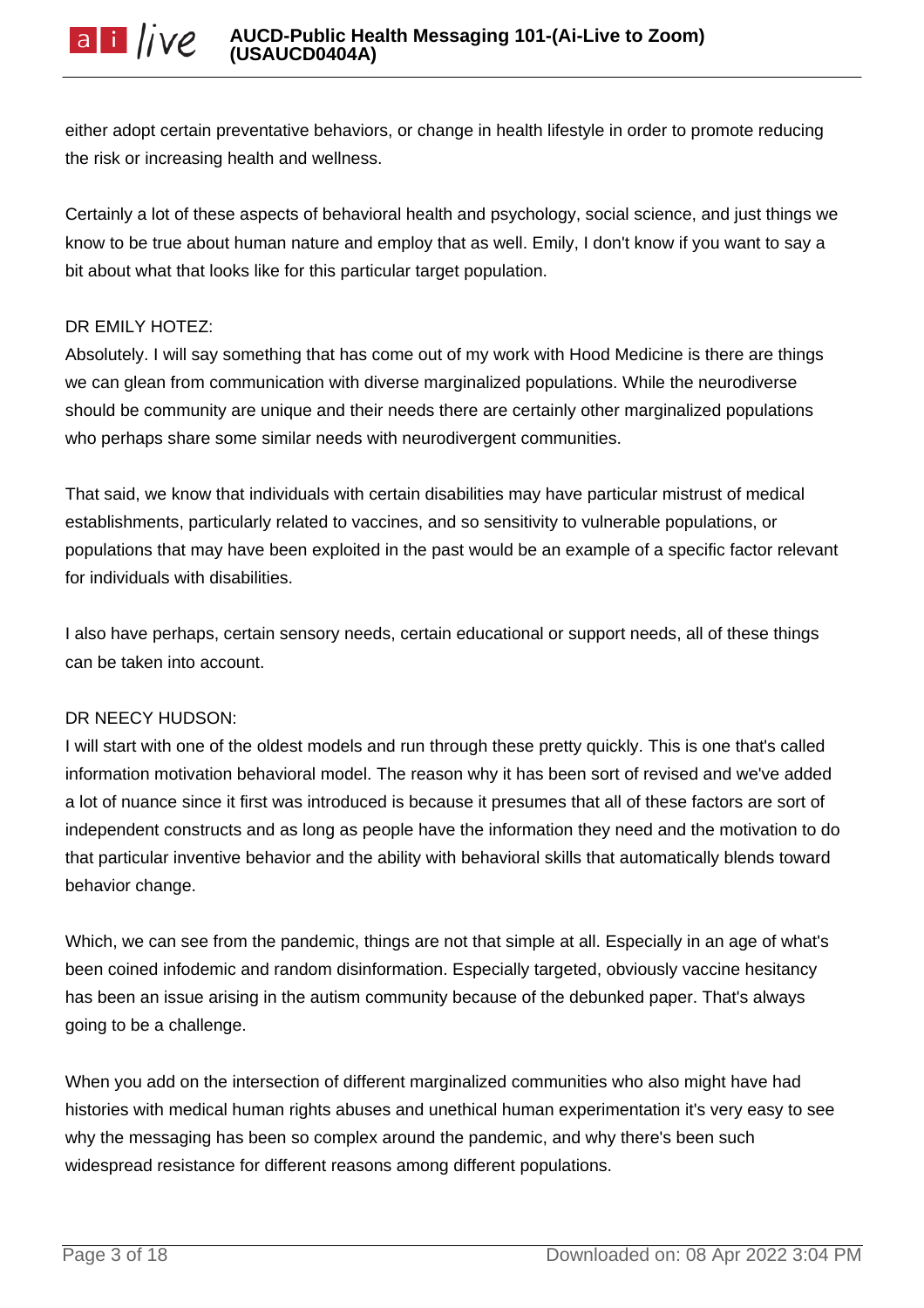either adopt certain preventative behaviors, or change in health lifestyle in order to promote reducing the risk or increasing health and wellness.

Certainly a lot of these aspects of behavioral health and psychology, social science, and just things we know to be true about human nature and employ that as well. Emily, I don't know if you want to say a bit about what that looks like for this particular target population.

DR EMILY HOTEZ:
Absolutely. I will say something that has come out of my work with Hood Medicine is there are things we can glean from communication with diverse marginalized populations. While the neurodiverse should be community are unique and their needs there are certainly other marginalized populations who perhaps share some similar needs with neurodivergent communities.

That said, we know that individuals with certain disabilities may have particular mistrust of medical establishments, particularly related to vaccines, and so sensitivity to vulnerable populations, or populations that may have been exploited in the past would be an example of a specific factor relevant for individuals with disabilities.

I also have perhaps, certain sensory needs, certain educational or support needs, all of these things can be taken into account.

DR NEECY HUDSON:
I will start with one of the oldest models and run through these pretty quickly. This is one that's called information motivation behavioral model. The reason why it has been sort of revised and we've added a lot of nuance since it first was introduced is because it presumes that all of these factors are sort of independent constructs and as long as people have the information they need and the motivation to do that particular inventive behavior and the ability with behavioral skills that automatically blends toward behavior change.

Which, we can see from the pandemic, things are not that simple at all. Especially in an age of what's been coined infodemic and random disinformation. Especially targeted, obviously vaccine hesitancy has been an issue arising in the autism community because of the debunked paper. That's always going to be a challenge.

When you add on the intersection of different marginalized communities who also might have had histories with medical human rights abuses and unethical human experimentation it's very easy to see why the messaging has been so complex around the pandemic, and why there's been such widespread resistance for different reasons among different populations.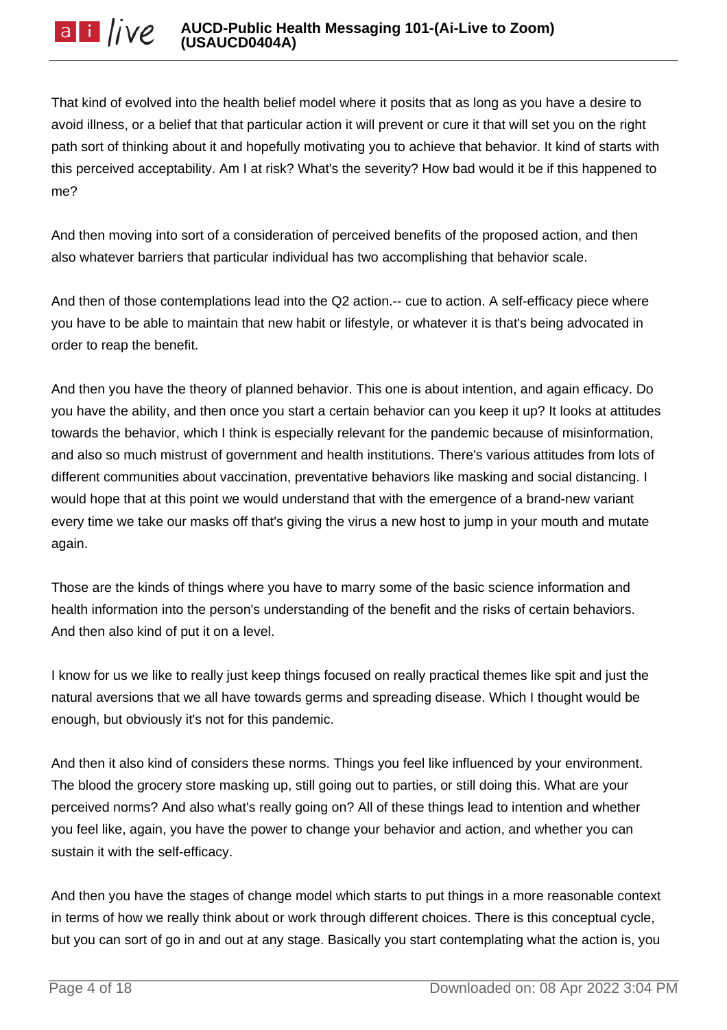That kind of evolved into the health belief model where it posits that as long as you have a desire to avoid illness, or a belief that that particular action it will prevent or cure it that will set you on the right path sort of thinking about it and hopefully motivating you to achieve that behavior. It kind of starts with this perceived acceptability. Am I at risk? What's the severity? How bad would it be if this happened to me?

And then moving into sort of a consideration of perceived benefits of the proposed action, and then also whatever barriers that particular individual has two accomplishing that behavior scale.

And then of those contemplations lead into the Q2 action.-- cue to action. A self-efficacy piece where you have to be able to maintain that new habit or lifestyle, or whatever it is that's being advocated in order to reap the benefit.

And then you have the theory of planned behavior. This one is about intention, and again efficacy. Do you have the ability, and then once you start a certain behavior can you keep it up? It looks at attitudes towards the behavior, which I think is especially relevant for the pandemic because of misinformation, and also so much mistrust of government and health institutions. There's various attitudes from lots of different communities about vaccination, preventative behaviors like masking and social distancing. I would hope that at this point we would understand that with the emergence of a brand-new variant every time we take our masks off that's giving the virus a new host to jump in your mouth and mutate again.

Those are the kinds of things where you have to marry some of the basic science information and health information into the person's understanding of the benefit and the risks of certain behaviors. And then also kind of put it on a level.

I know for us we like to really just keep things focused on really practical themes like spit and just the natural aversions that we all have towards germs and spreading disease. Which I thought would be enough, but obviously it's not for this pandemic.

And then it also kind of considers these norms. Things you feel like influenced by your environment. The blood the grocery store masking up, still going out to parties, or still doing this. What are your perceived norms? And also what's really going on? All of these things lead to intention and whether you feel like, again, you have the power to change your behavior and action, and whether you can sustain it with the self-efficacy.

And then you have the stages of change model which starts to put things in a more reasonable context in terms of how we really think about or work through different choices. There is this conceptual cycle, but you can sort of go in and out at any stage. Basically you start contemplating what the action is, you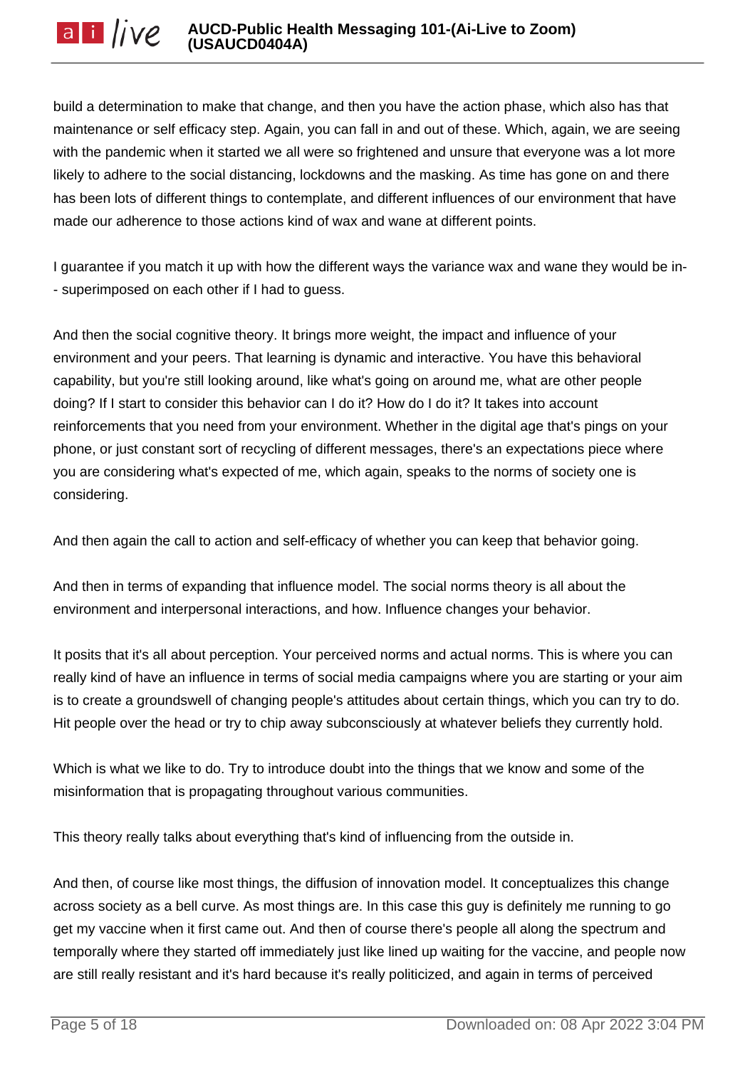build a determination to make that change, and then you have the action phase, which also has that maintenance or self efficacy step. Again, you can fall in and out of these. Which, again, we are seeing with the pandemic when it started we all were so frightened and unsure that everyone was a lot more likely to adhere to the social distancing, lockdowns and the masking. As time has gone on and there has been lots of different things to contemplate, and different influences of our environment that have made our adherence to those actions kind of wax and wane at different points.

I guarantee if you match it up with how the different ways the variance wax and wane they would be in- - superimposed on each other if I had to guess.

And then the social cognitive theory. It brings more weight, the impact and influence of your environment and your peers. That learning is dynamic and interactive. You have this behavioral capability, but you're still looking around, like what's going on around me, what are other people doing? If I start to consider this behavior can I do it? How do I do it? It takes into account reinforcements that you need from your environment. Whether in the digital age that's pings on your phone, or just constant sort of recycling of different messages, there's an expectations piece where you are considering what's expected of me, which again, speaks to the norms of society one is considering.

And then again the call to action and self-efficacy of whether you can keep that behavior going.

And then in terms of expanding that influence model. The social norms theory is all about the environment and interpersonal interactions, and how. Influence changes your behavior.

It posits that it's all about perception. Your perceived norms and actual norms. This is where you can really kind of have an influence in terms of social media campaigns where you are starting or your aim is to create a groundswell of changing people's attitudes about certain things, which you can try to do. Hit people over the head or try to chip away subconsciously at whatever beliefs they currently hold.

Which is what we like to do. Try to introduce doubt into the things that we know and some of the misinformation that is propagating throughout various communities.

This theory really talks about everything that's kind of influencing from the outside in.

And then, of course like most things, the diffusion of innovation model. It conceptualizes this change across society as a bell curve. As most things are. In this case this guy is definitely me running to go get my vaccine when it first came out. And then of course there's people all along the spectrum and temporally where they started off immediately just like lined up waiting for the vaccine, and people now are still really resistant and it's hard because it's really politicized, and again in terms of perceived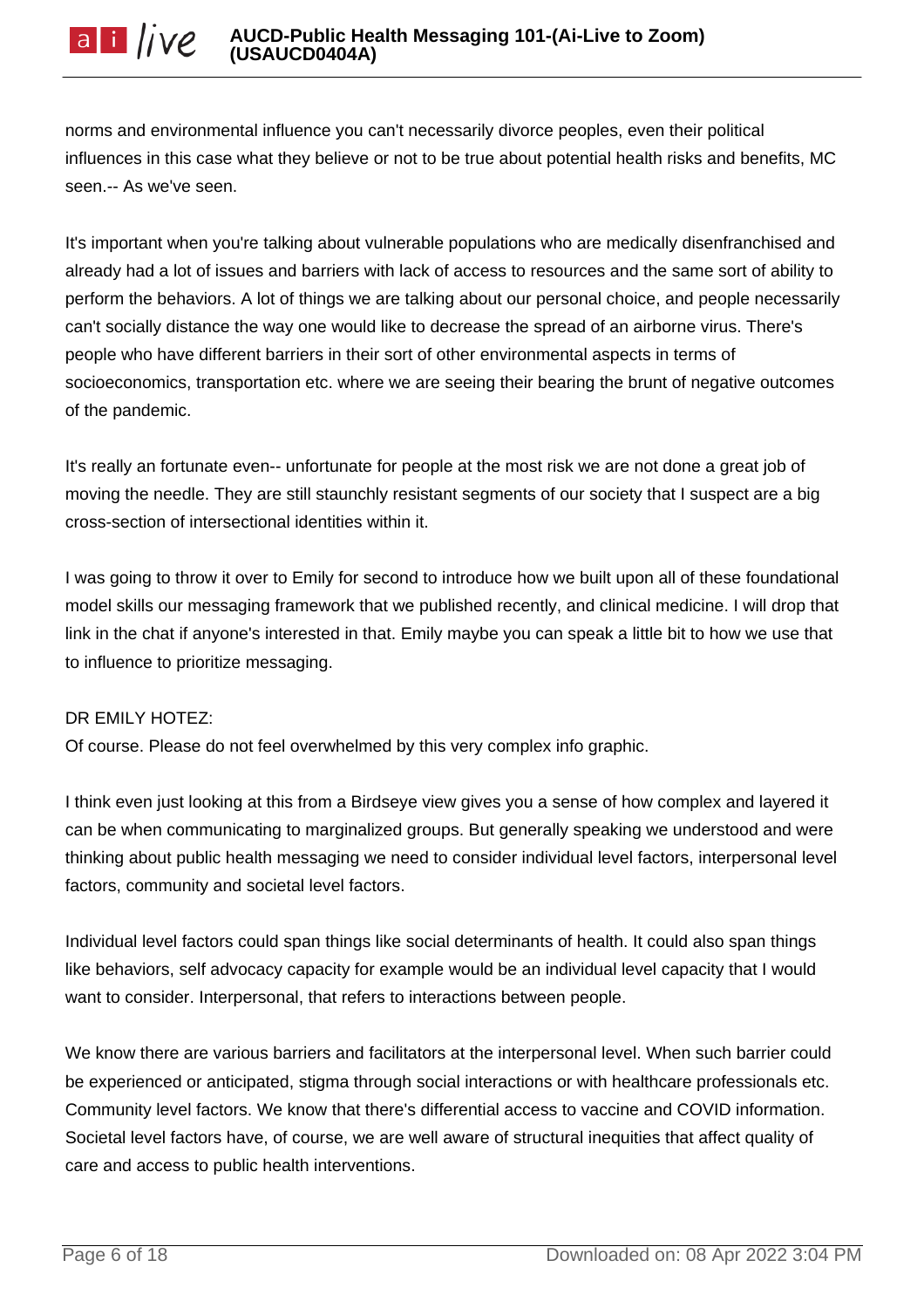norms and environmental influence you can't necessarily divorce peoples, even their political influences in this case what they believe or not to be true about potential health risks and benefits, MC seen.-- As we've seen.

It's important when you're talking about vulnerable populations who are medically disenfranchised and already had a lot of issues and barriers with lack of access to resources and the same sort of ability to perform the behaviors. A lot of things we are talking about our personal choice, and people necessarily can't socially distance the way one would like to decrease the spread of an airborne virus. There's people who have different barriers in their sort of other environmental aspects in terms of socioeconomics, transportation etc. where we are seeing their bearing the brunt of negative outcomes of the pandemic.

It's really an fortunate even-- unfortunate for people at the most risk we are not done a great job of moving the needle. They are still staunchly resistant segments of our society that I suspect are a big cross-section of intersectional identities within it.

I was going to throw it over to Emily for second to introduce how we built upon all of these foundational model skills our messaging framework that we published recently, and clinical medicine. I will drop that link in the chat if anyone's interested in that. Emily maybe you can speak a little bit to how we use that to influence to prioritize messaging.

DR EMILY HOTEZ:
Of course. Please do not feel overwhelmed by this very complex info graphic.

I think even just looking at this from a Birdseye view gives you a sense of how complex and layered it can be when communicating to marginalized groups. But generally speaking we understood and were thinking about public health messaging we need to consider individual level factors, interpersonal level factors, community and societal level factors.

Individual level factors could span things like social determinants of health. It could also span things like behaviors, self advocacy capacity for example would be an individual level capacity that I would want to consider. Interpersonal, that refers to interactions between people.

We know there are various barriers and facilitators at the interpersonal level. When such barrier could be experienced or anticipated, stigma through social interactions or with healthcare professionals etc. Community level factors. We know that there's differential access to vaccine and COVID information. Societal level factors have, of course, we are well aware of structural inequities that affect quality of care and access to public health interventions.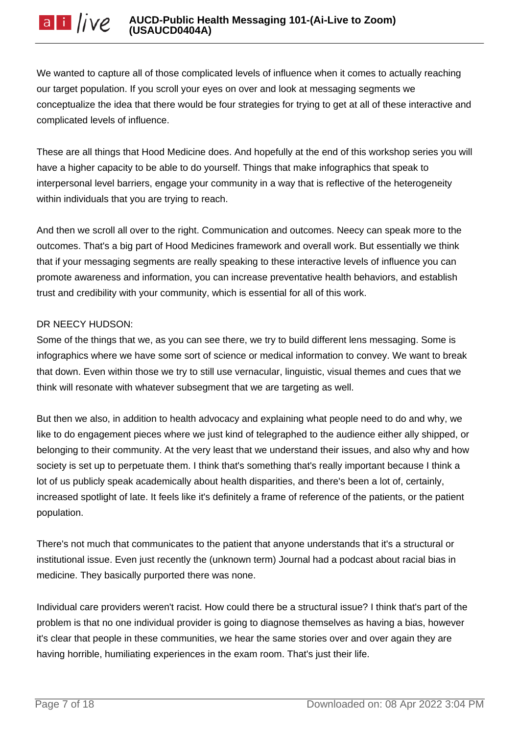We wanted to capture all of those complicated levels of influence when it comes to actually reaching our target population. If you scroll your eyes on over and look at messaging segments we conceptualize the idea that there would be four strategies for trying to get at all of these interactive and complicated levels of influence.

These are all things that Hood Medicine does. And hopefully at the end of this workshop series you will have a higher capacity to be able to do yourself. Things that make infographics that speak to interpersonal level barriers, engage your community in a way that is reflective of the heterogeneity within individuals that you are trying to reach.

And then we scroll all over to the right. Communication and outcomes. Neecy can speak more to the outcomes. That's a big part of Hood Medicines framework and overall work. But essentially we think that if your messaging segments are really speaking to these interactive levels of influence you can promote awareness and information, you can increase preventative health behaviors, and establish trust and credibility with your community, which is essential for all of this work.

DR NEECY HUDSON:
Some of the things that we, as you can see there, we try to build different lens messaging. Some is infographics where we have some sort of science or medical information to convey. We want to break that down. Even within those we try to still use vernacular, linguistic, visual themes and cues that we think will resonate with whatever subsegment that we are targeting as well.

But then we also, in addition to health advocacy and explaining what people need to do and why, we like to do engagement pieces where we just kind of telegraphed to the audience either ally shipped, or belonging to their community. At the very least that we understand their issues, and also why and how society is set up to perpetuate them. I think that's something that's really important because I think a lot of us publicly speak academically about health disparities, and there's been a lot of, certainly, increased spotlight of late. It feels like it's definitely a frame of reference of the patients, or the patient population.

There's not much that communicates to the patient that anyone understands that it's a structural or institutional issue. Even just recently the (unknown term) Journal had a podcast about racial bias in medicine. They basically purported there was none.

Individual care providers weren't racist. How could there be a structural issue? I think that's part of the problem is that no one individual provider is going to diagnose themselves as having a bias, however it's clear that people in these communities, we hear the same stories over and over again they are having horrible, humiliating experiences in the exam room. That's just their life.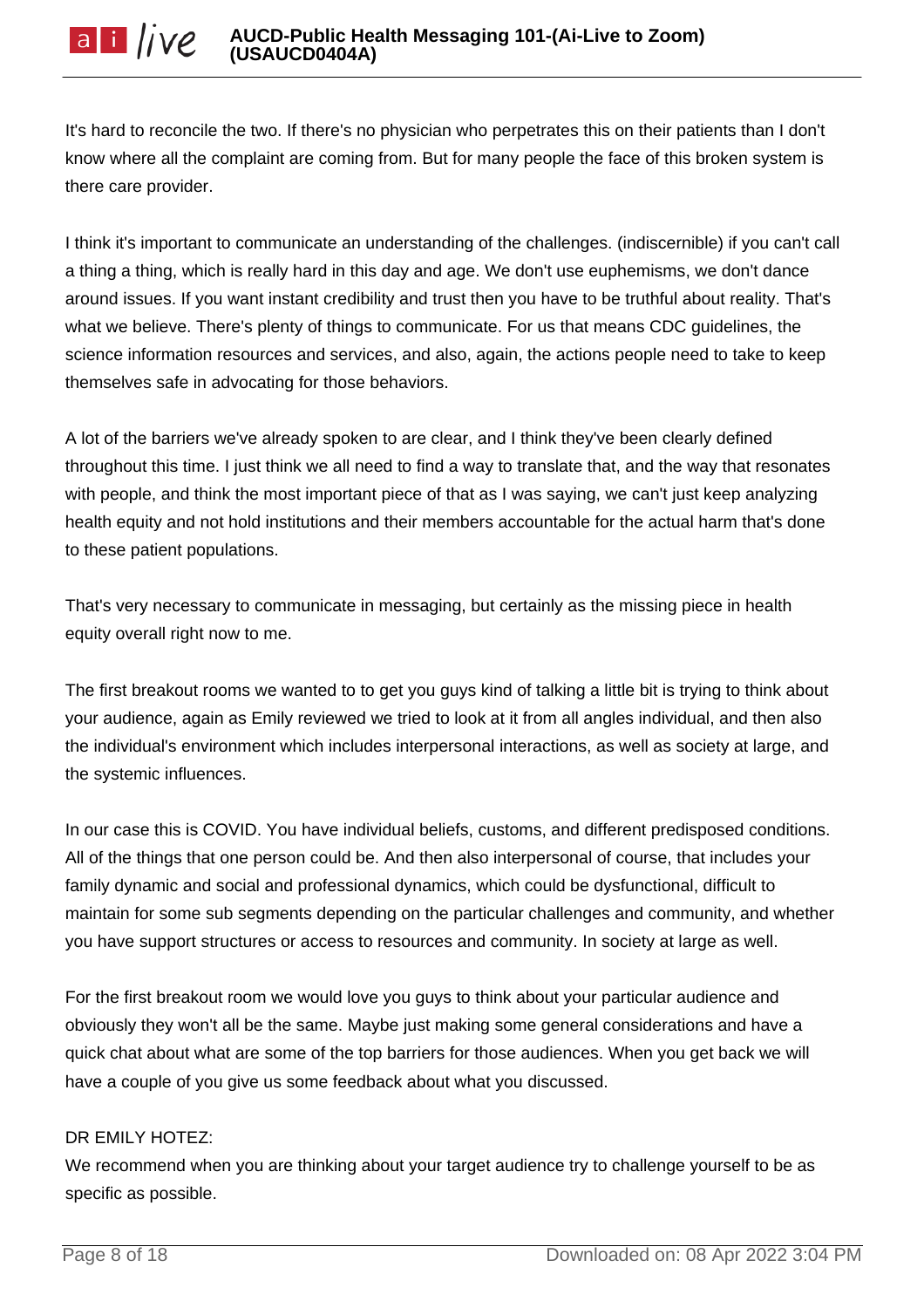It's hard to reconcile the two. If there's no physician who perpetrates this on their patients than I don't know where all the complaint are coming from. But for many people the face of this broken system is there care provider.

I think it's important to communicate an understanding of the challenges. (indiscernible) if you can't call a thing a thing, which is really hard in this day and age. We don't use euphemisms, we don't dance around issues. If you want instant credibility and trust then you have to be truthful about reality. That's what we believe. There's plenty of things to communicate. For us that means CDC guidelines, the science information resources and services, and also, again, the actions people need to take to keep themselves safe in advocating for those behaviors.

A lot of the barriers we've already spoken to are clear, and I think they've been clearly defined throughout this time. I just think we all need to find a way to translate that, and the way that resonates with people, and think the most important piece of that as I was saying, we can't just keep analyzing health equity and not hold institutions and their members accountable for the actual harm that's done to these patient populations.

That's very necessary to communicate in messaging, but certainly as the missing piece in health equity overall right now to me.

The first breakout rooms we wanted to to get you guys kind of talking a little bit is trying to think about your audience, again as Emily reviewed we tried to look at it from all angles individual, and then also the individual's environment which includes interpersonal interactions, as well as society at large, and the systemic influences.

In our case this is COVID. You have individual beliefs, customs, and different predisposed conditions. All of the things that one person could be. And then also interpersonal of course, that includes your family dynamic and social and professional dynamics, which could be dysfunctional, difficult to maintain for some sub segments depending on the particular challenges and community, and whether you have support structures or access to resources and community. In society at large as well.

For the first breakout room we would love you guys to think about your particular audience and obviously they won't all be the same. Maybe just making some general considerations and have a quick chat about what are some of the top barriers for those audiences. When you get back we will have a couple of you give us some feedback about what you discussed.

DR EMILY HOTEZ:
We recommend when you are thinking about your target audience try to challenge yourself to be as specific as possible.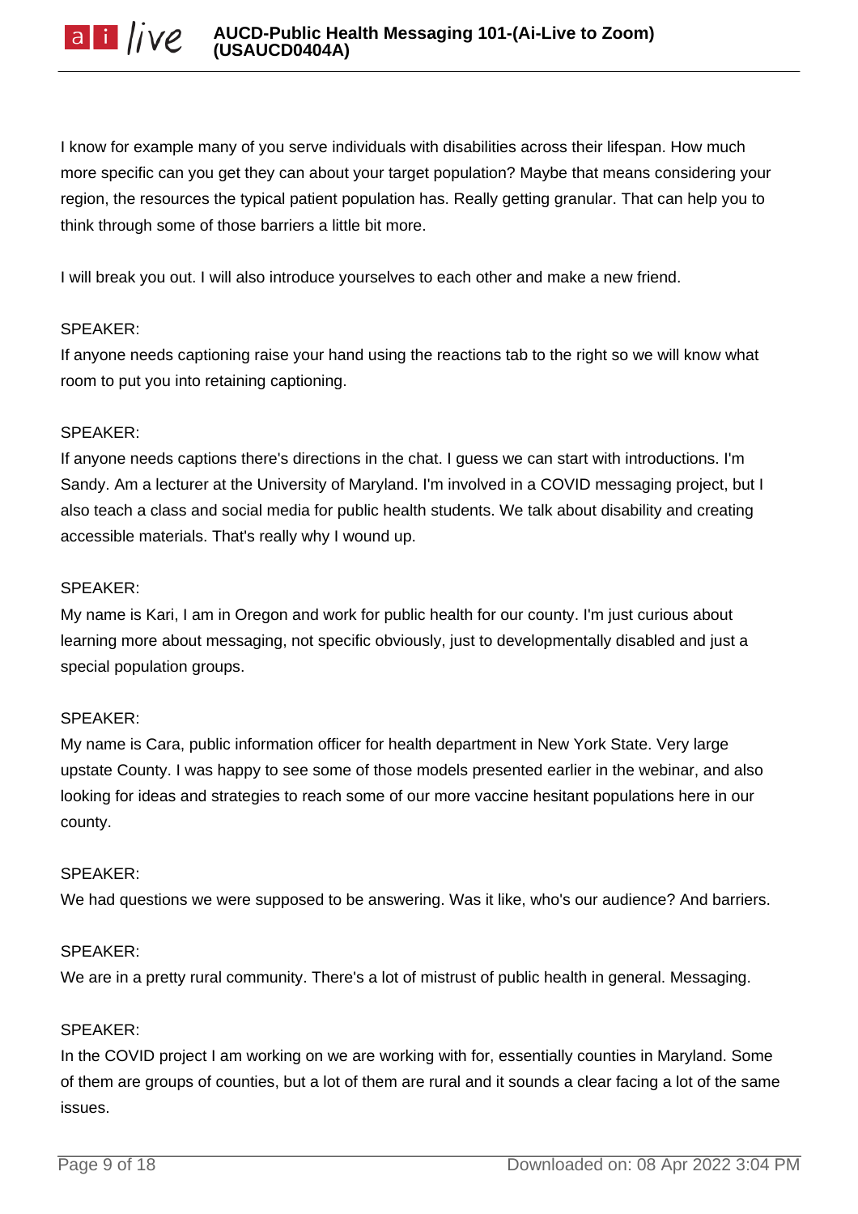I know for example many of you serve individuals with disabilities across their lifespan. How much more specific can you get they can about your target population? Maybe that means considering your region, the resources the typical patient population has. Really getting granular. That can help you to think through some of those barriers a little bit more.

I will break you out. I will also introduce yourselves to each other and make a new friend.

SPEAKER:
If anyone needs captioning raise your hand using the reactions tab to the right so we will know what room to put you into retaining captioning.

SPEAKER:
If anyone needs captions there's directions in the chat. I guess we can start with introductions. I'm Sandy. Am a lecturer at the University of Maryland. I'm involved in a COVID messaging project, but I also teach a class and social media for public health students. We talk about disability and creating accessible materials. That's really why I wound up.

SPEAKER:
My name is Kari, I am in Oregon and work for public health for our county. I'm just curious about learning more about messaging, not specific obviously, just to developmentally disabled and just a special population groups.

SPEAKER:
My name is Cara, public information officer for health department in New York State. Very large upstate County. I was happy to see some of those models presented earlier in the webinar, and also looking for ideas and strategies to reach some of our more vaccine hesitant populations here in our county.

SPEAKER:
We had questions we were supposed to be answering. Was it like, who's our audience? And barriers.

SPEAKER:
We are in a pretty rural community. There's a lot of mistrust of public health in general. Messaging.

SPEAKER:
In the COVID project I am working on we are working with for, essentially counties in Maryland. Some of them are groups of counties, but a lot of them are rural and it sounds a clear facing a lot of the same issues.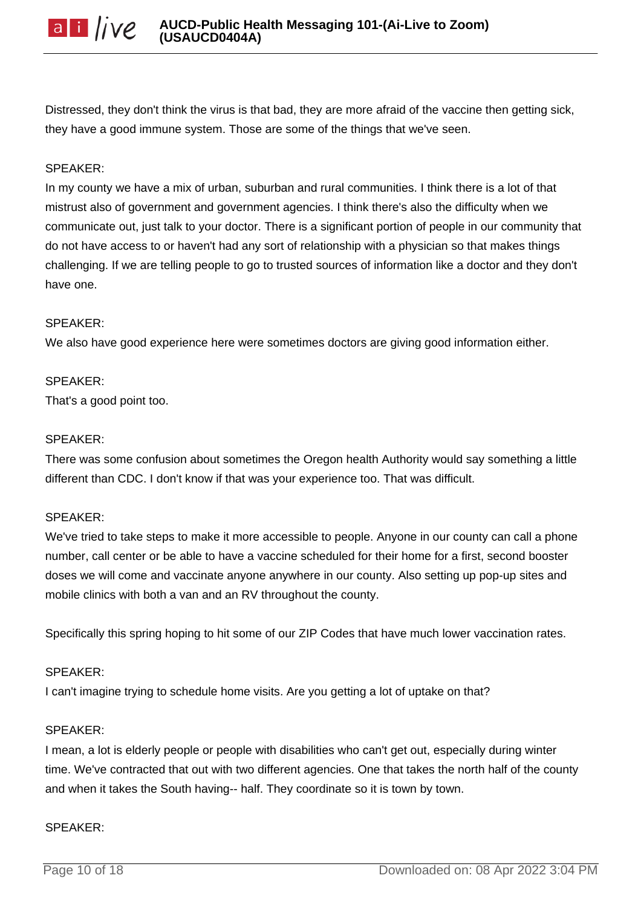Distressed, they don't think the virus is that bad, they are more afraid of the vaccine then getting sick, they have a good immune system. Those are some of the things that we've seen.

SPEAKER:
In my county we have a mix of urban, suburban and rural communities. I think there is a lot of that mistrust also of government and government agencies. I think there's also the difficulty when we communicate out, just talk to your doctor. There is a significant portion of people in our community that do not have access to or haven't had any sort of relationship with a physician so that makes things challenging. If we are telling people to go to trusted sources of information like a doctor and they don't have one.

SPEAKER:
We also have good experience here were sometimes doctors are giving good information either.

SPEAKER:
That's a good point too.

SPEAKER:
There was some confusion about sometimes the Oregon health Authority would say something a little different than CDC. I don't know if that was your experience too. That was difficult.

SPEAKER:
We've tried to take steps to make it more accessible to people. Anyone in our county can call a phone number, call center or be able to have a vaccine scheduled for their home for a first, second booster doses we will come and vaccinate anyone anywhere in our county. Also setting up pop-up sites and mobile clinics with both a van and an RV throughout the county.

Specifically this spring hoping to hit some of our ZIP Codes that have much lower vaccination rates.

SPEAKER:
I can't imagine trying to schedule home visits. Are you getting a lot of uptake on that?

SPEAKER:
I mean, a lot is elderly people or people with disabilities who can't get out, especially during winter time. We've contracted that out with two different agencies. One that takes the north half of the county and when it takes the South having-- half. They coordinate so it is town by town.

SPEAKER: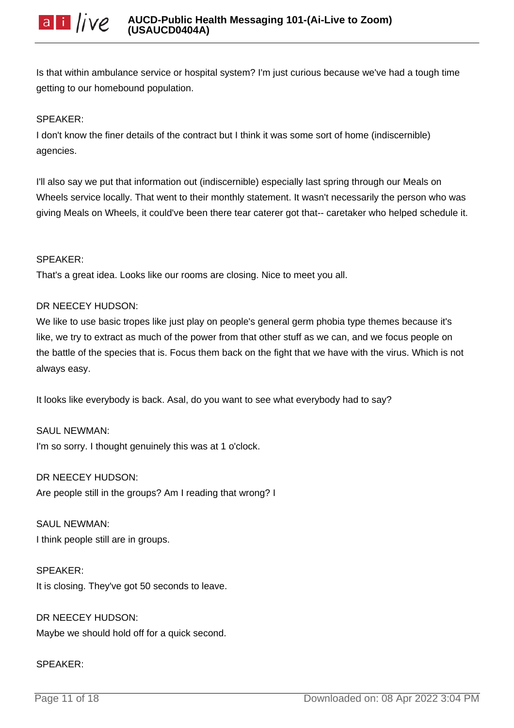Is that within ambulance service or hospital system? I'm just curious because we've had a tough time getting to our homebound population.

SPEAKER:
I don't know the finer details of the contract but I think it was some sort of home (indiscernible) agencies.

I'll also say we put that information out (indiscernible) especially last spring through our Meals on Wheels service locally. That went to their monthly statement. It wasn't necessarily the person who was giving Meals on Wheels, it could've been there tear caterer got that-- caretaker who helped schedule it.

SPEAKER:
That's a great idea. Looks like our rooms are closing. Nice to meet you all.

DR NEECEY HUDSON:
We like to use basic tropes like just play on people's general germ phobia type themes because it's like, we try to extract as much of the power from that other stuff as we can, and we focus people on the battle of the species that is. Focus them back on the fight that we have with the virus. Which is not always easy.

It looks like everybody is back. Asal, do you want to see what everybody had to say?

SAUL NEWMAN:
I'm so sorry. I thought genuinely this was at 1 o'clock.

DR NEECEY HUDSON:
Are people still in the groups? Am I reading that wrong? I

SAUL NEWMAN:
I think people still are in groups.

SPEAKER:
It is closing. They've got 50 seconds to leave.

DR NEECEY HUDSON:
Maybe we should hold off for a quick second.

SPEAKER: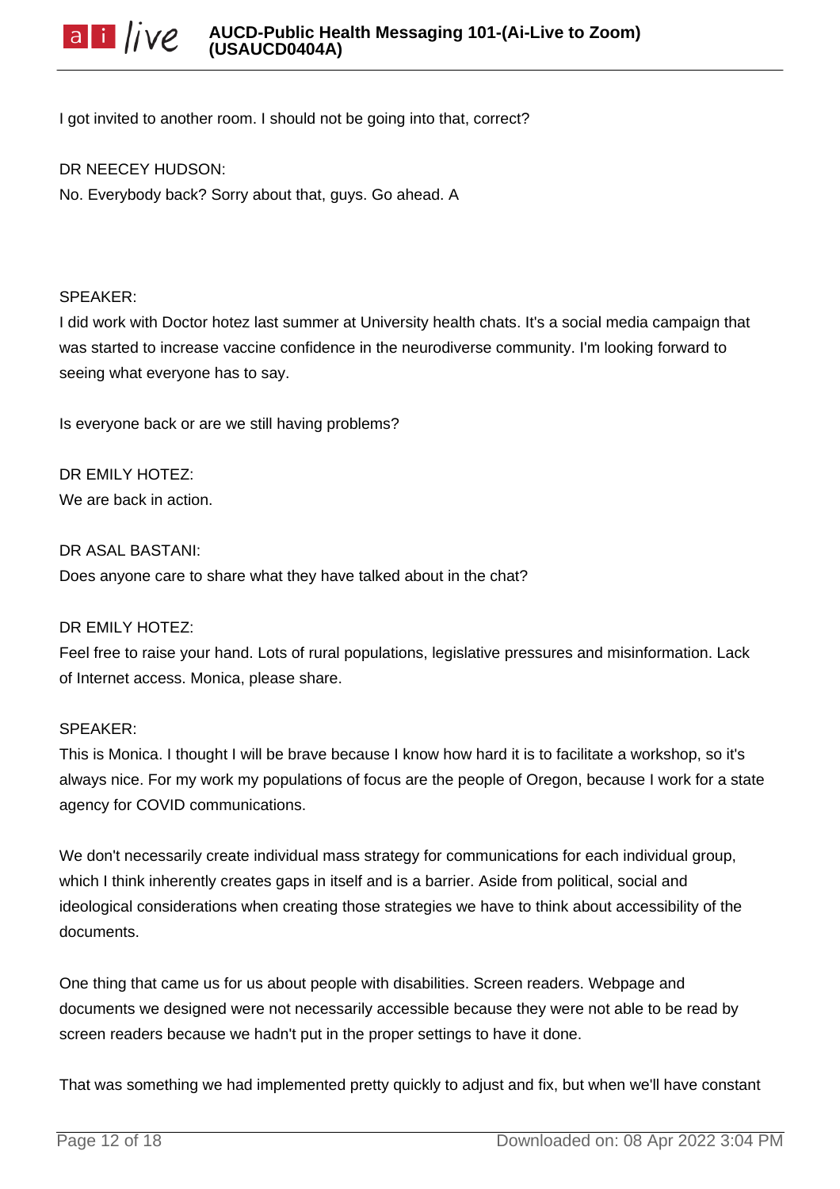I got invited to another room. I should not be going into that, correct?

DR NEECEY HUDSON:
No. Everybody back? Sorry about that, guys. Go ahead. A

SPEAKER:
I did work with Doctor hotez last summer at University health chats. It's a social media campaign that was started to increase vaccine confidence in the neurodiverse community. I'm looking forward to seeing what everyone has to say.

Is everyone back or are we still having problems?

DR EMILY HOTEZ:
We are back in action.

DR ASAL BASTANI:
Does anyone care to share what they have talked about in the chat?

DR EMILY HOTEZ:
Feel free to raise your hand. Lots of rural populations, legislative pressures and misinformation. Lack of Internet access. Monica, please share.

SPEAKER:
This is Monica. I thought I will be brave because I know how hard it is to facilitate a workshop, so it's always nice. For my work my populations of focus are the people of Oregon, because I work for a state agency for COVID communications.

We don't necessarily create individual mass strategy for communications for each individual group, which I think inherently creates gaps in itself and is a barrier. Aside from political, social and ideological considerations when creating those strategies we have to think about accessibility of the documents.

One thing that came us for us about people with disabilities. Screen readers. Webpage and documents we designed were not necessarily accessible because they were not able to be read by screen readers because we hadn't put in the proper settings to have it done.

That was something we had implemented pretty quickly to adjust and fix, but when we'll have constant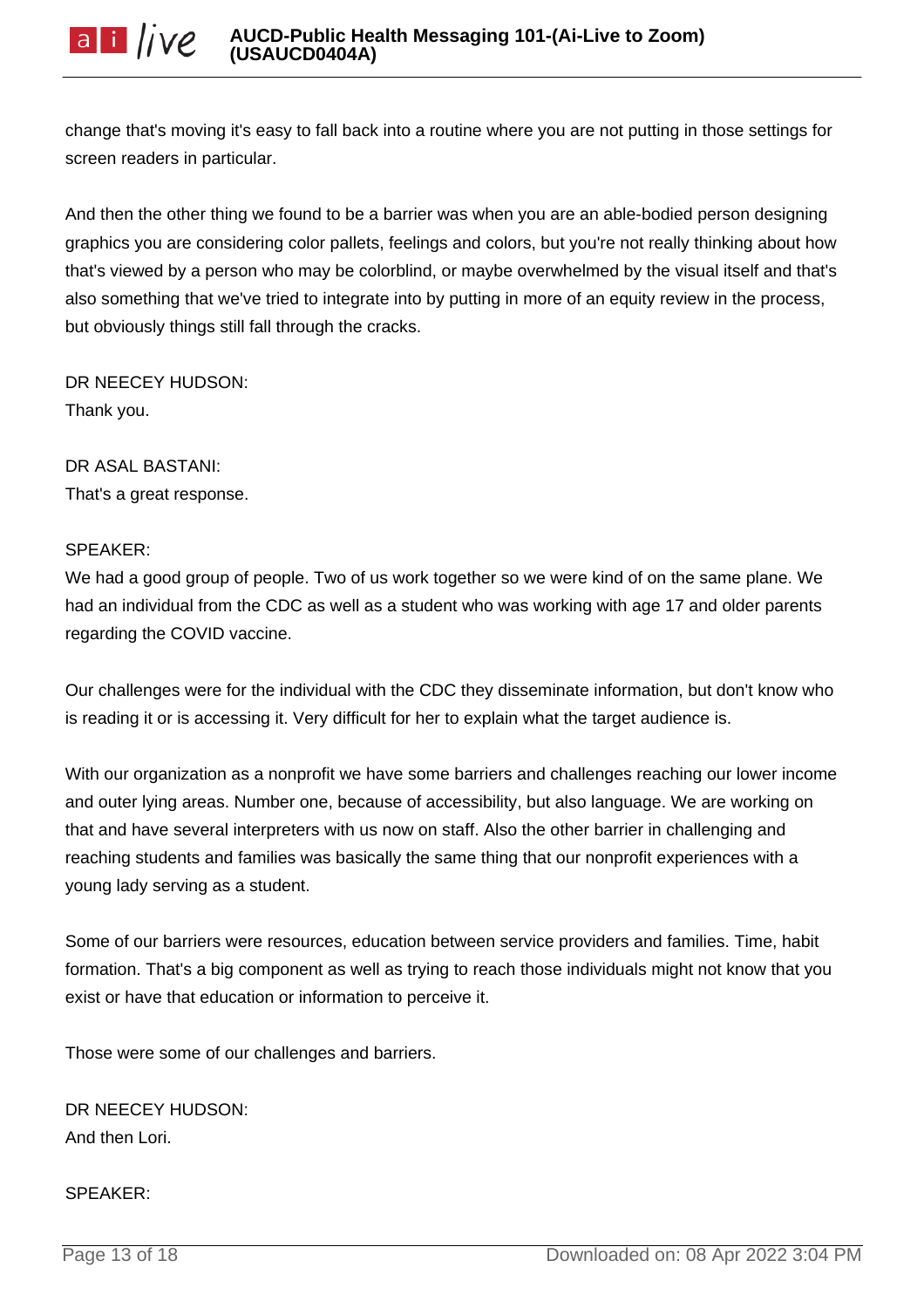change that's moving it's easy to fall back into a routine where you are not putting in those settings for screen readers in particular.

And then the other thing we found to be a barrier was when you are an able-bodied person designing graphics you are considering color pallets, feelings and colors, but you're not really thinking about how that's viewed by a person who may be colorblind, or maybe overwhelmed by the visual itself and that's also something that we've tried to integrate into by putting in more of an equity review in the process, but obviously things still fall through the cracks.

DR NEECEY HUDSON:
Thank you.

DR ASAL BASTANI:
That's a great response.

SPEAKER:
We had a good group of people. Two of us work together so we were kind of on the same plane. We had an individual from the CDC as well as a student who was working with age 17 and older parents regarding the COVID vaccine.

Our challenges were for the individual with the CDC they disseminate information, but don't know who is reading it or is accessing it. Very difficult for her to explain what the target audience is.

With our organization as a nonprofit we have some barriers and challenges reaching our lower income and outer lying areas. Number one, because of accessibility, but also language. We are working on that and have several interpreters with us now on staff. Also the other barrier in challenging and reaching students and families was basically the same thing that our nonprofit experiences with a young lady serving as a student.

Some of our barriers were resources, education between service providers and families. Time, habit formation. That's a big component as well as trying to reach those individuals might not know that you exist or have that education or information to perceive it.

Those were some of our challenges and barriers.

DR NEECEY HUDSON:
And then Lori.

SPEAKER: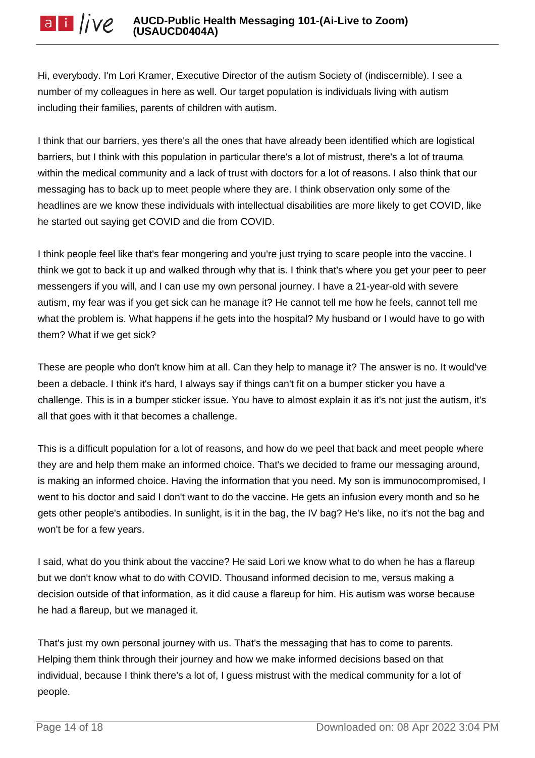Hi, everybody. I'm Lori Kramer, Executive Director of the autism Society of (indiscernible). I see a number of my colleagues in here as well. Our target population is individuals living with autism including their families, parents of children with autism.

I think that our barriers, yes there's all the ones that have already been identified which are logistical barriers, but I think with this population in particular there's a lot of mistrust, there's a lot of trauma within the medical community and a lack of trust with doctors for a lot of reasons. I also think that our messaging has to back up to meet people where they are. I think observation only some of the headlines are we know these individuals with intellectual disabilities are more likely to get COVID, like he started out saying get COVID and die from COVID.

I think people feel like that's fear mongering and you're just trying to scare people into the vaccine. I think we got to back it up and walked through why that is. I think that's where you get your peer to peer messengers if you will, and I can use my own personal journey. I have a 21-year-old with severe autism, my fear was if you get sick can he manage it? He cannot tell me how he feels, cannot tell me what the problem is. What happens if he gets into the hospital? My husband or I would have to go with them? What if we get sick?

These are people who don't know him at all. Can they help to manage it? The answer is no. It would've been a debacle. I think it's hard, I always say if things can't fit on a bumper sticker you have a challenge. This is in a bumper sticker issue. You have to almost explain it as it's not just the autism, it's all that goes with it that becomes a challenge.

This is a difficult population for a lot of reasons, and how do we peel that back and meet people where they are and help them make an informed choice. That's we decided to frame our messaging around, is making an informed choice. Having the information that you need. My son is immunocompromised, I went to his doctor and said I don't want to do the vaccine. He gets an infusion every month and so he gets other people's antibodies. In sunlight, is it in the bag, the IV bag? He's like, no it's not the bag and won't be for a few years.

I said, what do you think about the vaccine? He said Lori we know what to do when he has a flareup but we don't know what to do with COVID. Thousand informed decision to me, versus making a decision outside of that information, as it did cause a flareup for him. His autism was worse because he had a flareup, but we managed it.

That's just my own personal journey with us. That's the messaging that has to come to parents. Helping them think through their journey and how we make informed decisions based on that individual, because I think there's a lot of, I guess mistrust with the medical community for a lot of people.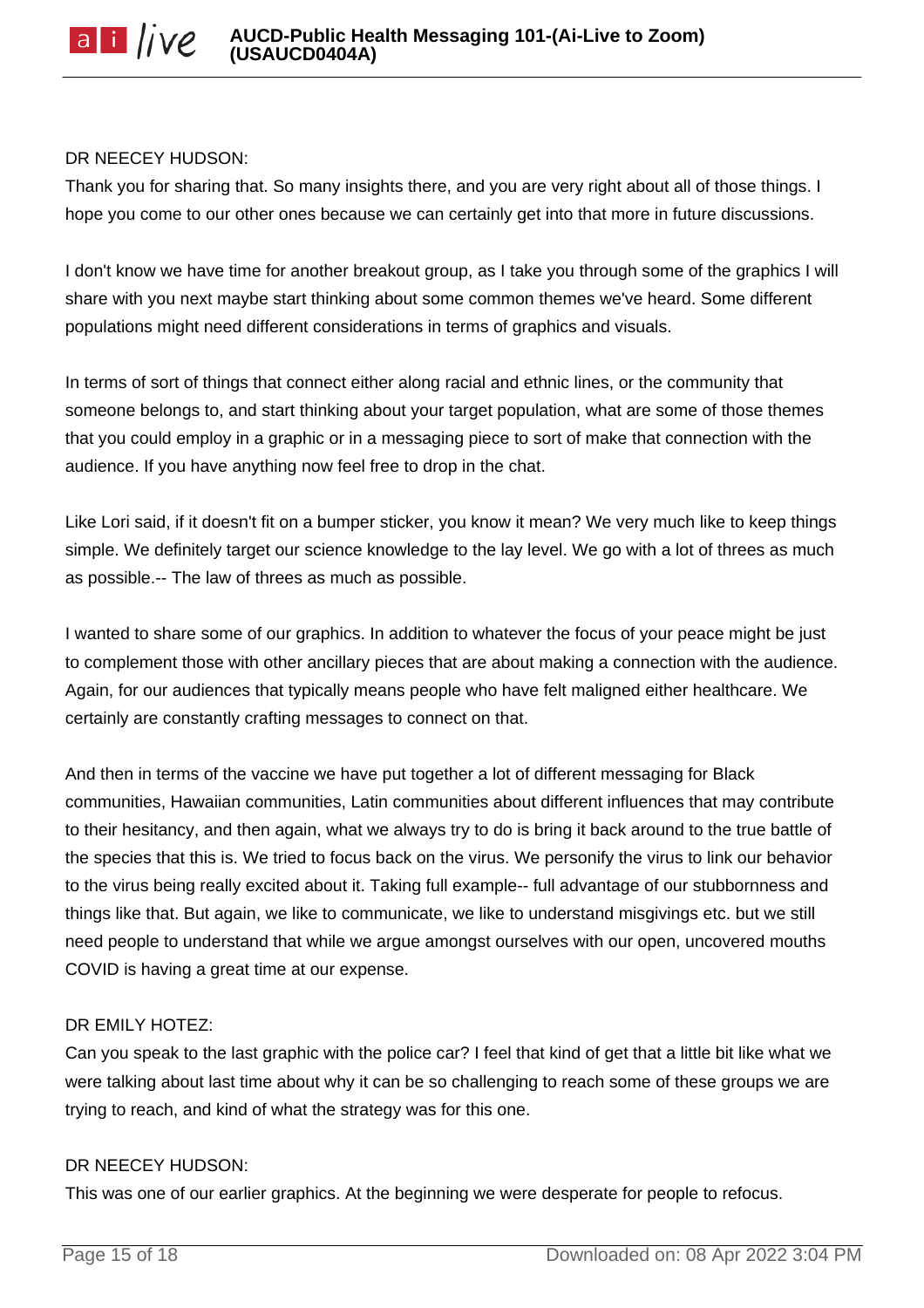DR NEECEY HUDSON:

Thank you for sharing that. So many insights there, and you are very right about all of those things. I hope you come to our other ones because we can certainly get into that more in future discussions.

I don't know we have time for another breakout group, as I take you through some of the graphics I will share with you next maybe start thinking about some common themes we've heard. Some different populations might need different considerations in terms of graphics and visuals.

In terms of sort of things that connect either along racial and ethnic lines, or the community that someone belongs to, and start thinking about your target population, what are some of those themes that you could employ in a graphic or in a messaging piece to sort of make that connection with the audience. If you have anything now feel free to drop in the chat.

Like Lori said, if it doesn't fit on a bumper sticker, you know it mean? We very much like to keep things simple. We definitely target our science knowledge to the lay level. We go with a lot of threes as much as possible.-- The law of threes as much as possible.

I wanted to share some of our graphics. In addition to whatever the focus of your peace might be just to complement those with other ancillary pieces that are about making a connection with the audience. Again, for our audiences that typically means people who have felt maligned either healthcare. We certainly are constantly crafting messages to connect on that.

And then in terms of the vaccine we have put together a lot of different messaging for Black communities, Hawaiian communities, Latin communities about different influences that may contribute to their hesitancy, and then again, what we always try to do is bring it back around to the true battle of the species that this is. We tried to focus back on the virus. We personify the virus to link our behavior to the virus being really excited about it. Taking full example-- full advantage of our stubbornness and things like that. But again, we like to communicate, we like to understand misgivings etc. but we still need people to understand that while we argue amongst ourselves with our open, uncovered mouths COVID is having a great time at our expense.

DR EMILY HOTEZ:

Can you speak to the last graphic with the police car? I feel that kind of get that a little bit like what we were talking about last time about why it can be so challenging to reach some of these groups we are trying to reach, and kind of what the strategy was for this one.

DR NEECEY HUDSON:

This was one of our earlier graphics. At the beginning we were desperate for people to refocus.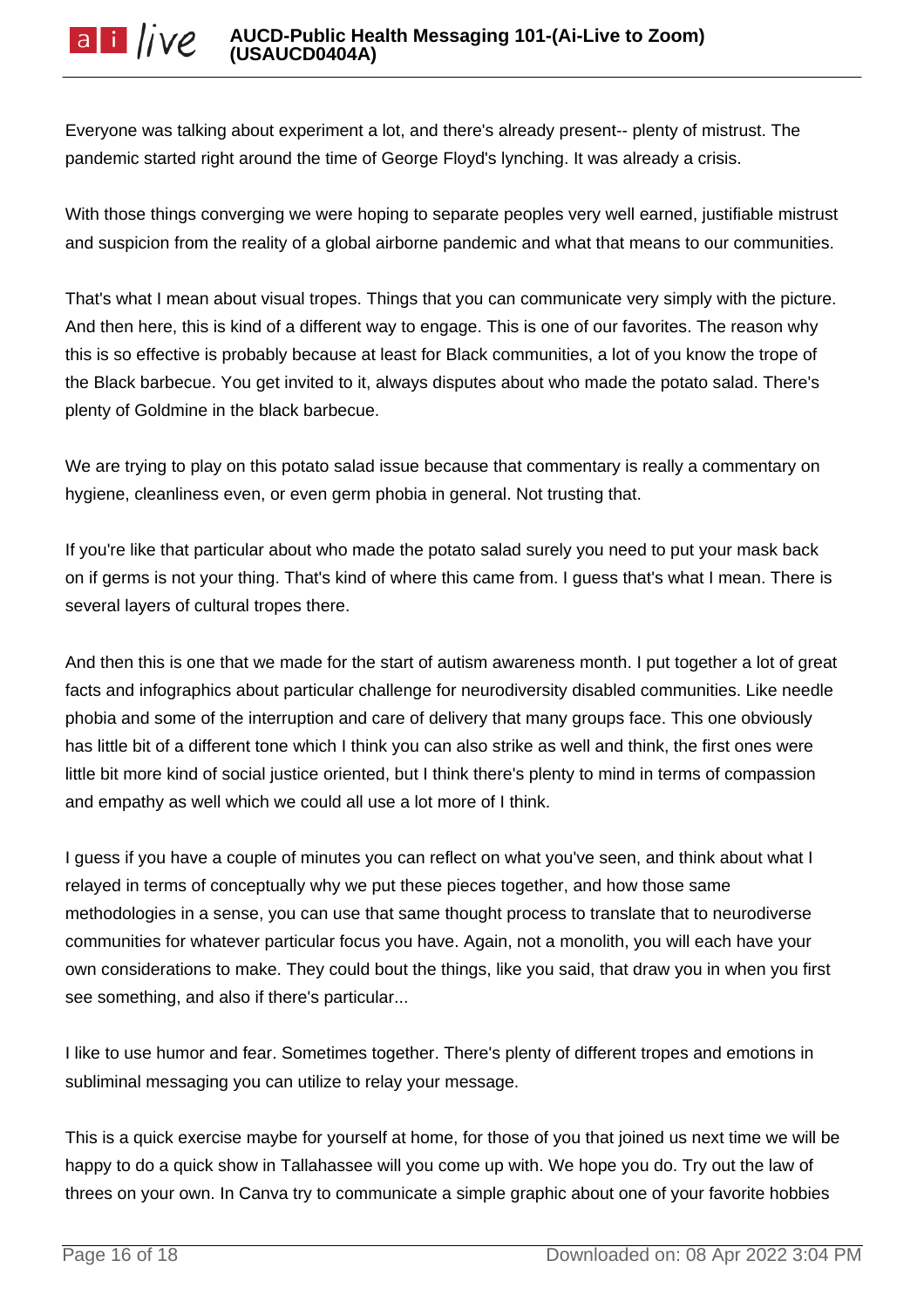Everyone was talking about experiment a lot, and there's already present-- plenty of mistrust. The pandemic started right around the time of George Floyd's lynching. It was already a crisis.

With those things converging we were hoping to separate peoples very well earned, justifiable mistrust and suspicion from the reality of a global airborne pandemic and what that means to our communities.

That's what I mean about visual tropes. Things that you can communicate very simply with the picture. And then here, this is kind of a different way to engage. This is one of our favorites. The reason why this is so effective is probably because at least for Black communities, a lot of you know the trope of the Black barbecue. You get invited to it, always disputes about who made the potato salad. There's plenty of Goldmine in the black barbecue.

We are trying to play on this potato salad issue because that commentary is really a commentary on hygiene, cleanliness even, or even germ phobia in general. Not trusting that.

If you're like that particular about who made the potato salad surely you need to put your mask back on if germs is not your thing. That's kind of where this came from. I guess that's what I mean. There is several layers of cultural tropes there.

And then this is one that we made for the start of autism awareness month. I put together a lot of great facts and infographics about particular challenge for neurodiversity disabled communities. Like needle phobia and some of the interruption and care of delivery that many groups face. This one obviously has little bit of a different tone which I think you can also strike as well and think, the first ones were little bit more kind of social justice oriented, but I think there's plenty to mind in terms of compassion and empathy as well which we could all use a lot more of I think.

I guess if you have a couple of minutes you can reflect on what you've seen, and think about what I relayed in terms of conceptually why we put these pieces together, and how those same methodologies in a sense, you can use that same thought process to translate that to neurodiverse communities for whatever particular focus you have. Again, not a monolith, you will each have your own considerations to make. They could bout the things, like you said, that draw you in when you first see something, and also if there's particular...

I like to use humor and fear. Sometimes together. There's plenty of different tropes and emotions in subliminal messaging you can utilize to relay your message.

This is a quick exercise maybe for yourself at home, for those of you that joined us next time we will be happy to do a quick show in Tallahassee will you come up with. We hope you do. Try out the law of threes on your own. In Canva try to communicate a simple graphic about one of your favorite hobbies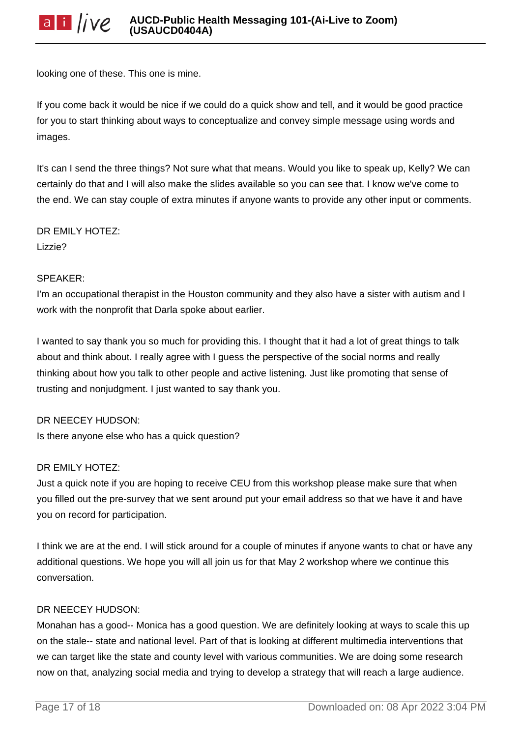looking one of these. This one is mine.

If you come back it would be nice if we could do a quick show and tell, and it would be good practice for you to start thinking about ways to conceptualize and convey simple message using words and images.

It's can I send the three things? Not sure what that means. Would you like to speak up, Kelly? We can certainly do that and I will also make the slides available so you can see that. I know we've come to the end. We can stay couple of extra minutes if anyone wants to provide any other input or comments.

DR EMILY HOTEZ:
Lizzie?

SPEAKER:
I'm an occupational therapist in the Houston community and they also have a sister with autism and I work with the nonprofit that Darla spoke about earlier.

I wanted to say thank you so much for providing this. I thought that it had a lot of great things to talk about and think about. I really agree with I guess the perspective of the social norms and really thinking about how you talk to other people and active listening. Just like promoting that sense of trusting and nonjudgment. I just wanted to say thank you.

DR NEECEY HUDSON:
Is there anyone else who has a quick question?

DR EMILY HOTEZ:
Just a quick note if you are hoping to receive CEU from this workshop please make sure that when you filled out the pre-survey that we sent around put your email address so that we have it and have you on record for participation.

I think we are at the end. I will stick around for a couple of minutes if anyone wants to chat or have any additional questions. We hope you will all join us for that May 2 workshop where we continue this conversation.

DR NEECEY HUDSON:
Monahan has a good-- Monica has a good question. We are definitely looking at ways to scale this up on the stale-- state and national level. Part of that is looking at different multimedia interventions that we can target like the state and county level with various communities. We are doing some research now on that, analyzing social media and trying to develop a strategy that will reach a large audience.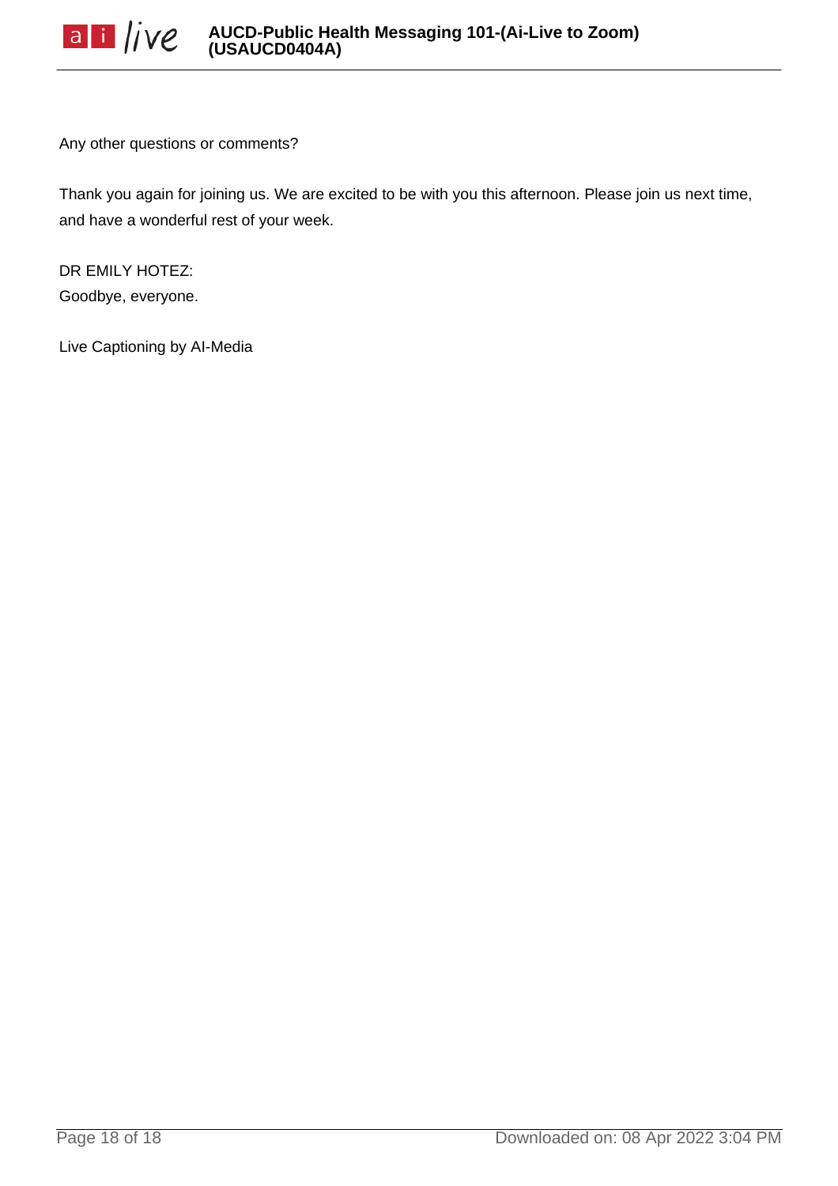Any other questions or comments?

Thank you again for joining us. We are excited to be with you this afternoon. Please join us next time, and have a wonderful rest of your week.

DR EMILY HOTEZ:
Goodbye, everyone.

Live Captioning by AI-Media